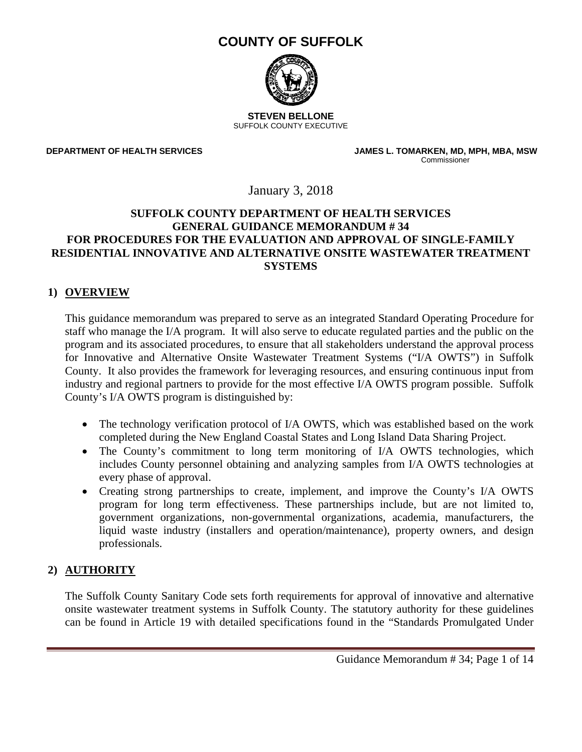# COUNTY OF SUFFOLK

**STEVEN BELLONE**
SUFFOLK COUNTY EXECUTIVE

**DEPARTMENT OF HEALTH SERVICES**

**JAMES L. TOMARKEN, MD, MPH, MBA, MSW**
Commissioner

January 3, 2018

**SUFFOLK COUNTY DEPARTMENT OF HEALTH SERVICES**
**GENERAL GUIDANCE MEMORANDUM # 34**
**FOR PROCEDURES FOR THE EVALUATION AND APPROVAL OF SINGLE-FAMILY RESIDENTIAL INNOVATIVE AND ALTERNATIVE ONSITE WASTEWATER TREATMENT SYSTEMS**

## 1) OVERVIEW

This guidance memorandum was prepared to serve as an integrated Standard Operating Procedure for staff who manage the I/A program. It will also serve to educate regulated parties and the public on the program and its associated procedures, to ensure that all stakeholders understand the approval process for Innovative and Alternative Onsite Wastewater Treatment Systems ("I/A OWTS") in Suffolk County. It also provides the framework for leveraging resources, and ensuring continuous input from industry and regional partners to provide for the most effective I/A OWTS program possible. Suffolk County's I/A OWTS program is distinguished by:

- The technology verification protocol of I/A OWTS, which was established based on the work completed during the New England Coastal States and Long Island Data Sharing Project.
- The County's commitment to long term monitoring of I/A OWTS technologies, which includes County personnel obtaining and analyzing samples from I/A OWTS technologies at every phase of approval.
- Creating strong partnerships to create, implement, and improve the County's I/A OWTS program for long term effectiveness. These partnerships include, but are not limited to, government organizations, non-governmental organizations, academia, manufacturers, the liquid waste industry (installers and operation/maintenance), property owners, and design professionals.

## 2) AUTHORITY

The Suffolk County Sanitary Code sets forth requirements for approval of innovative and alternative onsite wastewater treatment systems in Suffolk County. The statutory authority for these guidelines can be found in Article 19 with detailed specifications found in the "Standards Promulgated Under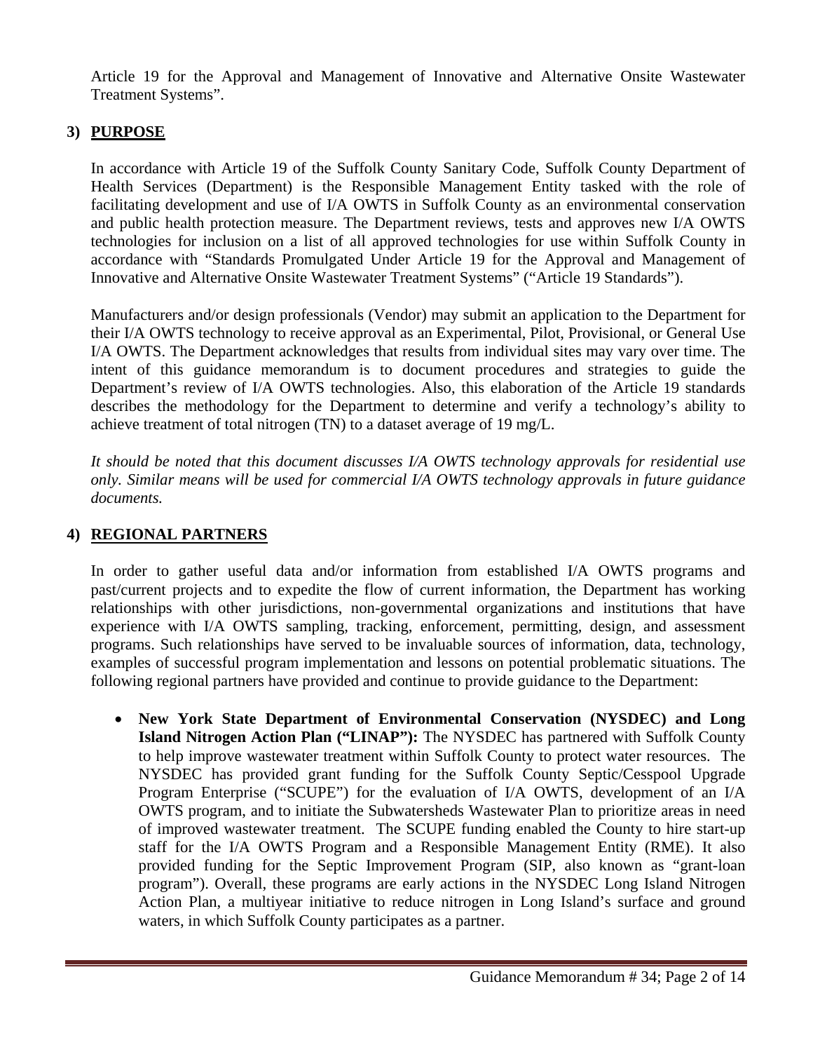Article 19 for the Approval and Management of Innovative and Alternative Onsite Wastewater Treatment Systems".

## 3) PURPOSE

In accordance with Article 19 of the Suffolk County Sanitary Code, Suffolk County Department of Health Services (Department) is the Responsible Management Entity tasked with the role of facilitating development and use of I/A OWTS in Suffolk County as an environmental conservation and public health protection measure. The Department reviews, tests and approves new I/A OWTS technologies for inclusion on a list of all approved technologies for use within Suffolk County in accordance with "Standards Promulgated Under Article 19 for the Approval and Management of Innovative and Alternative Onsite Wastewater Treatment Systems" ("Article 19 Standards").

Manufacturers and/or design professionals (Vendor) may submit an application to the Department for their I/A OWTS technology to receive approval as an Experimental, Pilot, Provisional, or General Use I/A OWTS. The Department acknowledges that results from individual sites may vary over time. The intent of this guidance memorandum is to document procedures and strategies to guide the Department's review of I/A OWTS technologies. Also, this elaboration of the Article 19 standards describes the methodology for the Department to determine and verify a technology's ability to achieve treatment of total nitrogen (TN) to a dataset average of 19 mg/L.

*It should be noted that this document discusses I/A OWTS technology approvals for residential use only. Similar means will be used for commercial I/A OWTS technology approvals in future guidance documents.*

## 4) REGIONAL PARTNERS

In order to gather useful data and/or information from established I/A OWTS programs and past/current projects and to expedite the flow of current information, the Department has working relationships with other jurisdictions, non-governmental organizations and institutions that have experience with I/A OWTS sampling, tracking, enforcement, permitting, design, and assessment programs. Such relationships have served to be invaluable sources of information, data, technology, examples of successful program implementation and lessons on potential problematic situations. The following regional partners have provided and continue to provide guidance to the Department:

- **New York State Department of Environmental Conservation (NYSDEC) and Long Island Nitrogen Action Plan ("LINAP"):** The NYSDEC has partnered with Suffolk County to help improve wastewater treatment within Suffolk County to protect water resources. The NYSDEC has provided grant funding for the Suffolk County Septic/Cesspool Upgrade Program Enterprise ("SCUPE") for the evaluation of I/A OWTS, development of an I/A OWTS program, and to initiate the Subwatersheds Wastewater Plan to prioritize areas in need of improved wastewater treatment. The SCUPE funding enabled the County to hire start-up staff for the I/A OWTS Program and a Responsible Management Entity (RME). It also provided funding for the Septic Improvement Program (SIP, also known as "grant-loan program"). Overall, these programs are early actions in the NYSDEC Long Island Nitrogen Action Plan, a multiyear initiative to reduce nitrogen in Long Island's surface and ground waters, in which Suffolk County participates as a partner.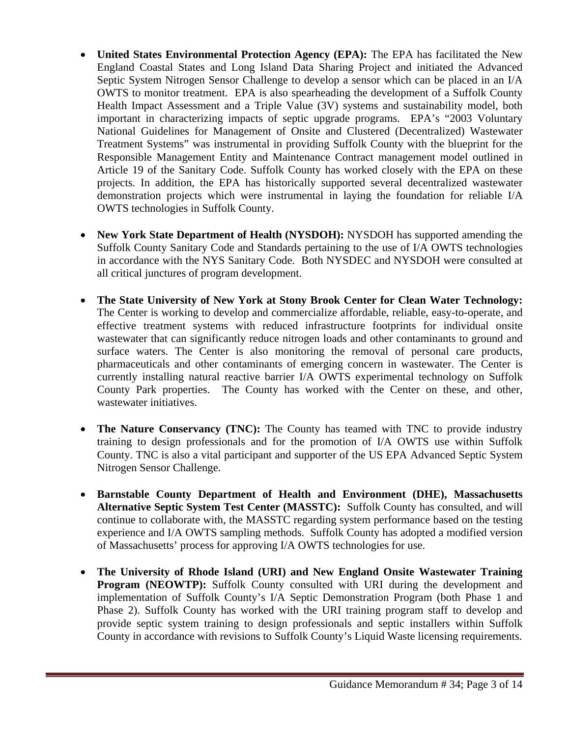- **United States Environmental Protection Agency (EPA):** The EPA has facilitated the New England Coastal States and Long Island Data Sharing Project and initiated the Advanced Septic System Nitrogen Sensor Challenge to develop a sensor which can be placed in an I/A OWTS to monitor treatment. EPA is also spearheading the development of a Suffolk County Health Impact Assessment and a Triple Value (3V) systems and sustainability model, both important in characterizing impacts of septic upgrade programs. EPA's "2003 Voluntary National Guidelines for Management of Onsite and Clustered (Decentralized) Wastewater Treatment Systems" was instrumental in providing Suffolk County with the blueprint for the Responsible Management Entity and Maintenance Contract management model outlined in Article 19 of the Sanitary Code. Suffolk County has worked closely with the EPA on these projects. In addition, the EPA has historically supported several decentralized wastewater demonstration projects which were instrumental in laying the foundation for reliable I/A OWTS technologies in Suffolk County.

- **New York State Department of Health (NYSDOH):** NYSDOH has supported amending the Suffolk County Sanitary Code and Standards pertaining to the use of I/A OWTS technologies in accordance with the NYS Sanitary Code. Both NYSDEC and NYSDOH were consulted at all critical junctures of program development.

- **The State University of New York at Stony Brook Center for Clean Water Technology:** The Center is working to develop and commercialize affordable, reliable, easy-to-operate, and effective treatment systems with reduced infrastructure footprints for individual onsite wastewater that can significantly reduce nitrogen loads and other contaminants to ground and surface waters. The Center is also monitoring the removal of personal care products, pharmaceuticals and other contaminants of emerging concern in wastewater. The Center is currently installing natural reactive barrier I/A OWTS experimental technology on Suffolk County Park properties. The County has worked with the Center on these, and other, wastewater initiatives.

- **The Nature Conservancy (TNC):** The County has teamed with TNC to provide industry training to design professionals and for the promotion of I/A OWTS use within Suffolk County. TNC is also a vital participant and supporter of the US EPA Advanced Septic System Nitrogen Sensor Challenge.

- **Barnstable County Department of Health and Environment (DHE), Massachusetts Alternative Septic System Test Center (MASSTC):** Suffolk County has consulted, and will continue to collaborate with, the MASSTC regarding system performance based on the testing experience and I/A OWTS sampling methods. Suffolk County has adopted a modified version of Massachusetts' process for approving I/A OWTS technologies for use.

- **The University of Rhode Island (URI) and New England Onsite Wastewater Training Program (NEOWTP):** Suffolk County consulted with URI during the development and implementation of Suffolk County's I/A Septic Demonstration Program (both Phase 1 and Phase 2). Suffolk County has worked with the URI training program staff to develop and provide septic system training to design professionals and septic installers within Suffolk County in accordance with revisions to Suffolk County's Liquid Waste licensing requirements.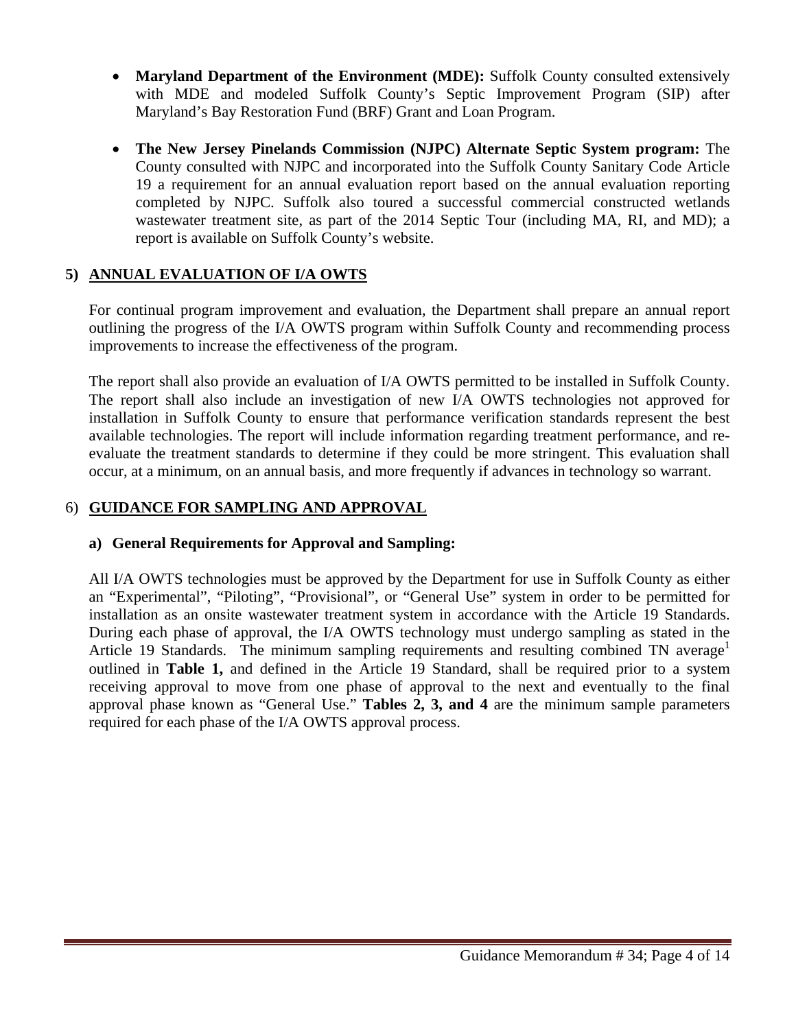- **Maryland Department of the Environment (MDE):** Suffolk County consulted extensively with MDE and modeled Suffolk County's Septic Improvement Program (SIP) after Maryland's Bay Restoration Fund (BRF) Grant and Loan Program.

- **The New Jersey Pinelands Commission (NJPC) Alternate Septic System program:** The County consulted with NJPC and incorporated into the Suffolk County Sanitary Code Article 19 a requirement for an annual evaluation report based on the annual evaluation reporting completed by NJPC. Suffolk also toured a successful commercial constructed wetlands wastewater treatment site, as part of the 2014 Septic Tour (including MA, RI, and MD); a report is available on Suffolk County's website.

## 5) ANNUAL EVALUATION OF I/A OWTS

For continual program improvement and evaluation, the Department shall prepare an annual report outlining the progress of the I/A OWTS program within Suffolk County and recommending process improvements to increase the effectiveness of the program.

The report shall also provide an evaluation of I/A OWTS permitted to be installed in Suffolk County. The report shall also include an investigation of new I/A OWTS technologies not approved for installation in Suffolk County to ensure that performance verification standards represent the best available technologies. The report will include information regarding treatment performance, and re-evaluate the treatment standards to determine if they could be more stringent. This evaluation shall occur, at a minimum, on an annual basis, and more frequently if advances in technology so warrant.

## 6) GUIDANCE FOR SAMPLING AND APPROVAL

### a) General Requirements for Approval and Sampling:

All I/A OWTS technologies must be approved by the Department for use in Suffolk County as either an "Experimental", "Piloting", "Provisional", or "General Use" system in order to be permitted for installation as an onsite wastewater treatment system in accordance with the Article 19 Standards. During each phase of approval, the I/A OWTS technology must undergo sampling as stated in the Article 19 Standards. The minimum sampling requirements and resulting combined TN average[1] outlined in **Table 1,** and defined in the Article 19 Standard, shall be required prior to a system receiving approval to move from one phase of approval to the next and eventually to the final approval phase known as "General Use." **Tables 2, 3, and 4** are the minimum sample parameters required for each phase of the I/A OWTS approval process.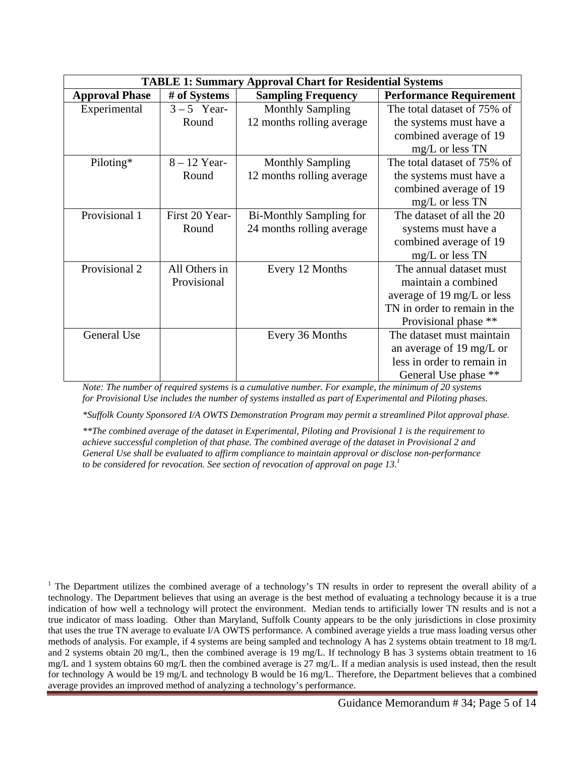| **TABLE 1: Summary Approval Chart for Residential Systems** | | | |
|---|---|---|---|
| **Approval Phase** | **# of Systems** | **Sampling Frequency** | **Performance Requirement** |
| Experimental | 3 – 5 Year-Round | Monthly Sampling 12 months rolling average | The total dataset of 75% of the systems must have a combined average of 19 mg/L or less TN |
| Piloting* | 8 – 12 Year-Round | Monthly Sampling 12 months rolling average | The total dataset of 75% of the systems must have a combined average of 19 mg/L or less TN |
| Provisional 1 | First 20 Year-Round | Bi-Monthly Sampling for 24 months rolling average | The dataset of all the 20 systems must have a combined average of 19 mg/L or less TN |
| Provisional 2 | All Others in Provisional | Every 12 Months | The annual dataset must maintain a combined average of 19 mg/L or less TN in order to remain in the Provisional phase ** |
| General Use | | Every 36 Months | The dataset must maintain an average of 19 mg/L or less in order to remain in General Use phase ** |

*Note: The number of required systems is a cumulative number. For example, the minimum of 20 systems for Provisional Use includes the number of systems installed as part of Experimental and Piloting phases.*

*Suffolk County Sponsored I/A OWTS Demonstration Program may permit a streamlined Pilot approval phase.

**The combined average of the dataset in Experimental, Piloting and Provisional 1 is the requirement to achieve successful completion of that phase. The combined average of the dataset in Provisional 2 and General Use shall be evaluated to affirm compliance to maintain approval or disclose non-performance to be considered for revocation. See section of revocation of approval on page 13.[1]

[1] The Department utilizes the combined average of a technology's TN results in order to represent the overall ability of a technology. The Department believes that using an average is the best method of evaluating a technology because it is a true indication of how well a technology will protect the environment. Median tends to artificially lower TN results and is not a true indicator of mass loading. Other than Maryland, Suffolk County appears to be the only jurisdictions in close proximity that uses the true TN average to evaluate I/A OWTS performance. A combined average yields a true mass loading versus other methods of analysis. For example, if 4 systems are being sampled and technology A has 2 systems obtain treatment to 18 mg/L and 2 systems obtain 20 mg/L, then the combined average is 19 mg/L. If technology B has 3 systems obtain treatment to 16 mg/L and 1 system obtains 60 mg/L then the combined average is 27 mg/L. If a median analysis is used instead, then the result for technology A would be 19 mg/L and technology B would be 16 mg/L. Therefore, the Department believes that a combined average provides an improved method of analyzing a technology's performance.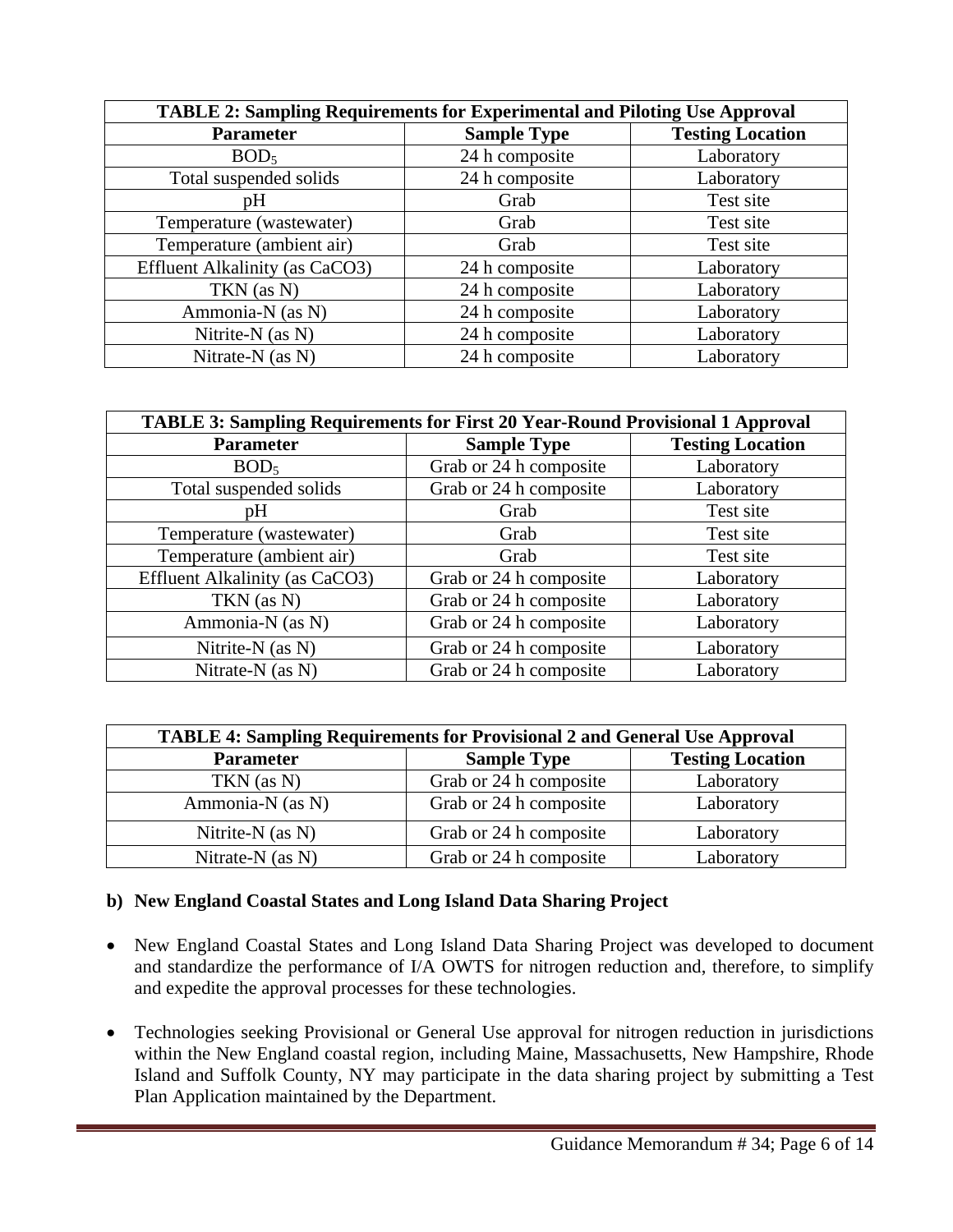| TABLE 2: Sampling Requirements for Experimental and Piloting Use Approval | | |
|---|---|---|
| **Parameter** | **Sample Type** | **Testing Location** |
| $BOD_5$ | 24 h composite | Laboratory |
| Total suspended solids | 24 h composite | Laboratory |
| pH | Grab | Test site |
| Temperature (wastewater) | Grab | Test site |
| Temperature (ambient air) | Grab | Test site |
| Effluent Alkalinity (as $CaCO_3$) | 24 h composite | Laboratory |
| TKN (as N) | 24 h composite | Laboratory |
| Ammonia-N (as N) | 24 h composite | Laboratory |
| Nitrite-N (as N) | 24 h composite | Laboratory |
| Nitrate-N (as N) | 24 h composite | Laboratory |

| TABLE 3: Sampling Requirements for First 20 Year-Round Provisional 1 Approval | | |
|---|---|---|
| **Parameter** | **Sample Type** | **Testing Location** |
| $BOD_5$ | Grab or 24 h composite | Laboratory |
| Total suspended solids | Grab or 24 h composite | Laboratory |
| pH | Grab | Test site |
| Temperature (wastewater) | Grab | Test site |
| Temperature (ambient air) | Grab | Test site |
| Effluent Alkalinity (as $CaCO_3$) | Grab or 24 h composite | Laboratory |
| TKN (as N) | Grab or 24 h composite | Laboratory |
| Ammonia-N (as N) | Grab or 24 h composite | Laboratory |
| Nitrite-N (as N) | Grab or 24 h composite | Laboratory |
| Nitrate-N (as N) | Grab or 24 h composite | Laboratory |

| TABLE 4: Sampling Requirements for Provisional 2 and General Use Approval | | |
|---|---|---|
| **Parameter** | **Sample Type** | **Testing Location** |
| TKN (as N) | Grab or 24 h composite | Laboratory |
| Ammonia-N (as N) | Grab or 24 h composite | Laboratory |
| Nitrite-N (as N) | Grab or 24 h composite | Laboratory |
| Nitrate-N (as N) | Grab or 24 h composite | Laboratory |

**b) New England Coastal States and Long Island Data Sharing Project**

- New England Coastal States and Long Island Data Sharing Project was developed to document and standardize the performance of I/A OWTS for nitrogen reduction and, therefore, to simplify and expedite the approval processes for these technologies.

- Technologies seeking Provisional or General Use approval for nitrogen reduction in jurisdictions within the New England coastal region, including Maine, Massachusetts, New Hampshire, Rhode Island and Suffolk County, NY may participate in the data sharing project by submitting a Test Plan Application maintained by the Department.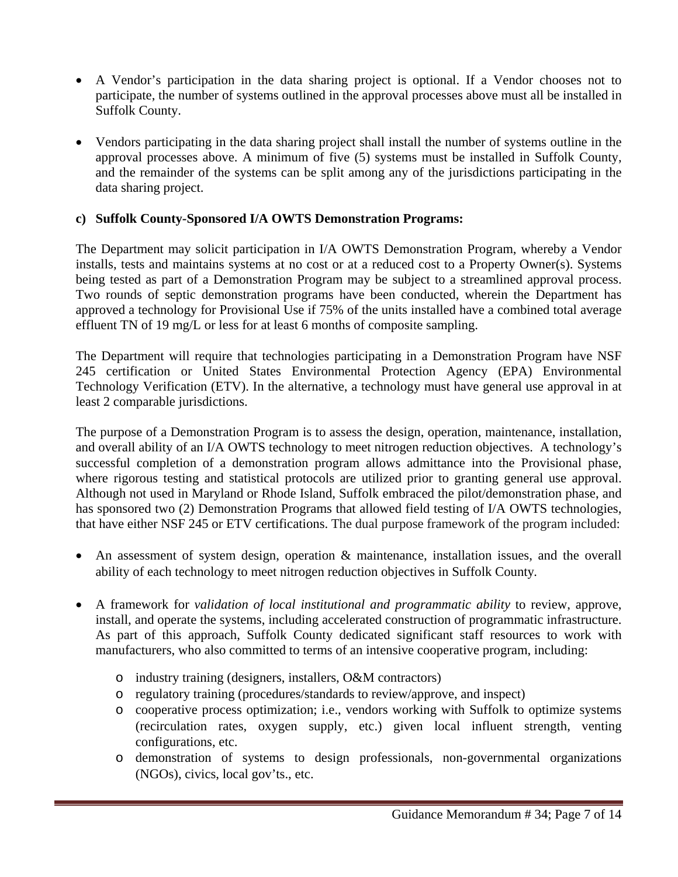- A Vendor's participation in the data sharing project is optional. If a Vendor chooses not to participate, the number of systems outlined in the approval processes above must all be installed in Suffolk County.
- Vendors participating in the data sharing project shall install the number of systems outline in the approval processes above. A minimum of five (5) systems must be installed in Suffolk County, and the remainder of the systems can be split among any of the jurisdictions participating in the data sharing project.

**c) Suffolk County-Sponsored I/A OWTS Demonstration Programs:**

The Department may solicit participation in I/A OWTS Demonstration Program, whereby a Vendor installs, tests and maintains systems at no cost or at a reduced cost to a Property Owner(s). Systems being tested as part of a Demonstration Program may be subject to a streamlined approval process. Two rounds of septic demonstration programs have been conducted, wherein the Department has approved a technology for Provisional Use if 75% of the units installed have a combined total average effluent TN of 19 mg/L or less for at least 6 months of composite sampling.

The Department will require that technologies participating in a Demonstration Program have NSF 245 certification or United States Environmental Protection Agency (EPA) Environmental Technology Verification (ETV). In the alternative, a technology must have general use approval in at least 2 comparable jurisdictions.

The purpose of a Demonstration Program is to assess the design, operation, maintenance, installation, and overall ability of an I/A OWTS technology to meet nitrogen reduction objectives. A technology's successful completion of a demonstration program allows admittance into the Provisional phase, where rigorous testing and statistical protocols are utilized prior to granting general use approval. Although not used in Maryland or Rhode Island, Suffolk embraced the pilot/demonstration phase, and has sponsored two (2) Demonstration Programs that allowed field testing of I/A OWTS technologies, that have either NSF 245 or ETV certifications. The dual purpose framework of the program included:

- An assessment of system design, operation & maintenance, installation issues, and the overall ability of each technology to meet nitrogen reduction objectives in Suffolk County.
- A framework for *validation of local institutional and programmatic ability* to review, approve, install, and operate the systems, including accelerated construction of programmatic infrastructure. As part of this approach, Suffolk County dedicated significant staff resources to work with manufacturers, who also committed to terms of an intensive cooperative program, including:
  - industry training (designers, installers, O&M contractors)
  - regulatory training (procedures/standards to review/approve, and inspect)
  - cooperative process optimization; i.e., vendors working with Suffolk to optimize systems (recirculation rates, oxygen supply, etc.) given local influent strength, venting configurations, etc.
  - demonstration of systems to design professionals, non-governmental organizations (NGOs), civics, local gov'ts., etc.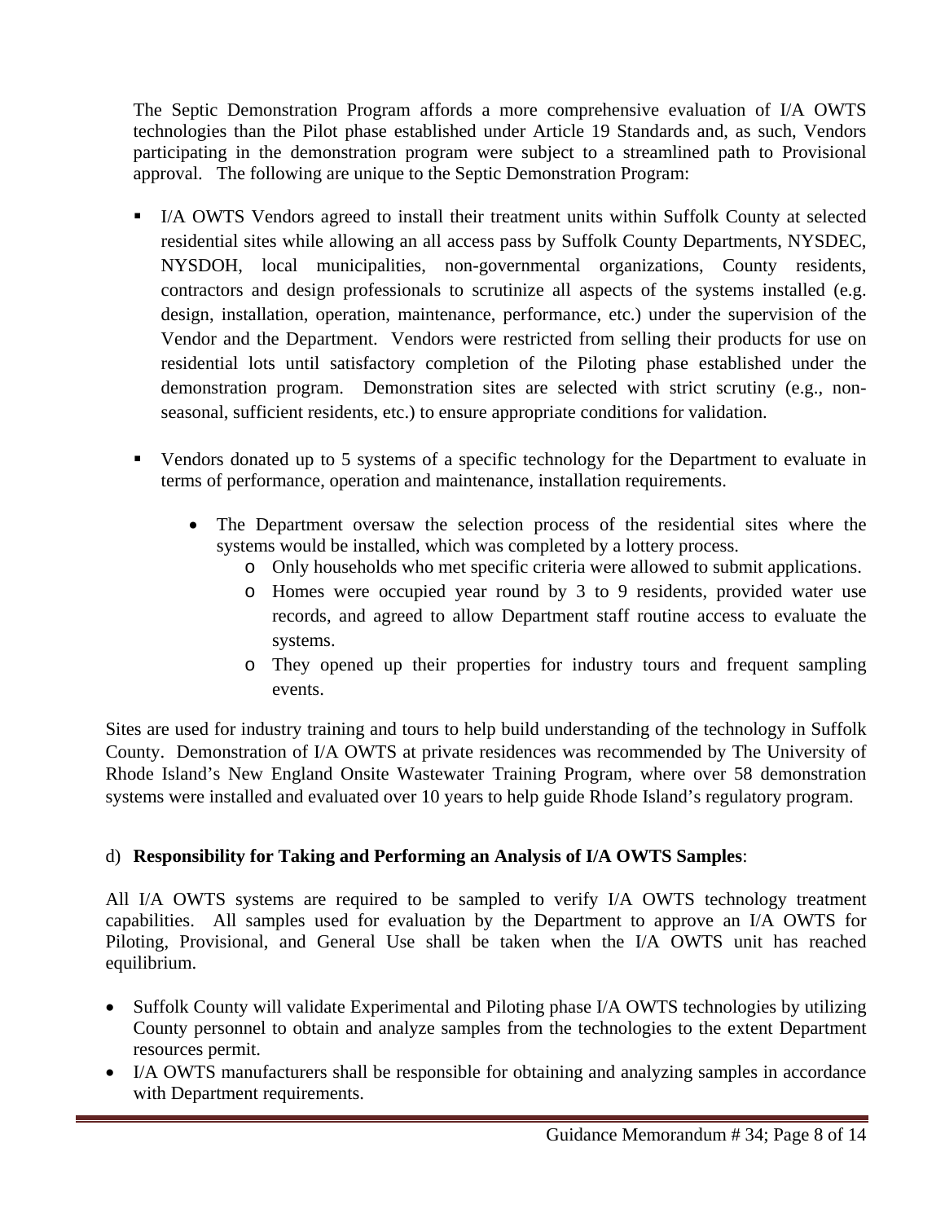The Septic Demonstration Program affords a more comprehensive evaluation of I/A OWTS technologies than the Pilot phase established under Article 19 Standards and, as such, Vendors participating in the demonstration program were subject to a streamlined path to Provisional approval. The following are unique to the Septic Demonstration Program:

- I/A OWTS Vendors agreed to install their treatment units within Suffolk County at selected residential sites while allowing an all access pass by Suffolk County Departments, NYSDEC, NYSDOH, local municipalities, non-governmental organizations, County residents, contractors and design professionals to scrutinize all aspects of the systems installed (e.g. design, installation, operation, maintenance, performance, etc.) under the supervision of the Vendor and the Department. Vendors were restricted from selling their products for use on residential lots until satisfactory completion of the Piloting phase established under the demonstration program. Demonstration sites are selected with strict scrutiny (e.g., non-seasonal, sufficient residents, etc.) to ensure appropriate conditions for validation.

- Vendors donated up to 5 systems of a specific technology for the Department to evaluate in terms of performance, operation and maintenance, installation requirements.
    - The Department oversaw the selection process of the residential sites where the systems would be installed, which was completed by a lottery process.
        - Only households who met specific criteria were allowed to submit applications.
        - Homes were occupied year round by 3 to 9 residents, provided water use records, and agreed to allow Department staff routine access to evaluate the systems.
        - They opened up their properties for industry tours and frequent sampling events.

Sites are used for industry training and tours to help build understanding of the technology in Suffolk County. Demonstration of I/A OWTS at private residences was recommended by The University of Rhode Island's New England Onsite Wastewater Training Program, where over 58 demonstration systems were installed and evaluated over 10 years to help guide Rhode Island's regulatory program.

d) **Responsibility for Taking and Performing an Analysis of I/A OWTS Samples**:

All I/A OWTS systems are required to be sampled to verify I/A OWTS technology treatment capabilities. All samples used for evaluation by the Department to approve an I/A OWTS for Piloting, Provisional, and General Use shall be taken when the I/A OWTS unit has reached equilibrium.

- Suffolk County will validate Experimental and Piloting phase I/A OWTS technologies by utilizing County personnel to obtain and analyze samples from the technologies to the extent Department resources permit.
- I/A OWTS manufacturers shall be responsible for obtaining and analyzing samples in accordance with Department requirements.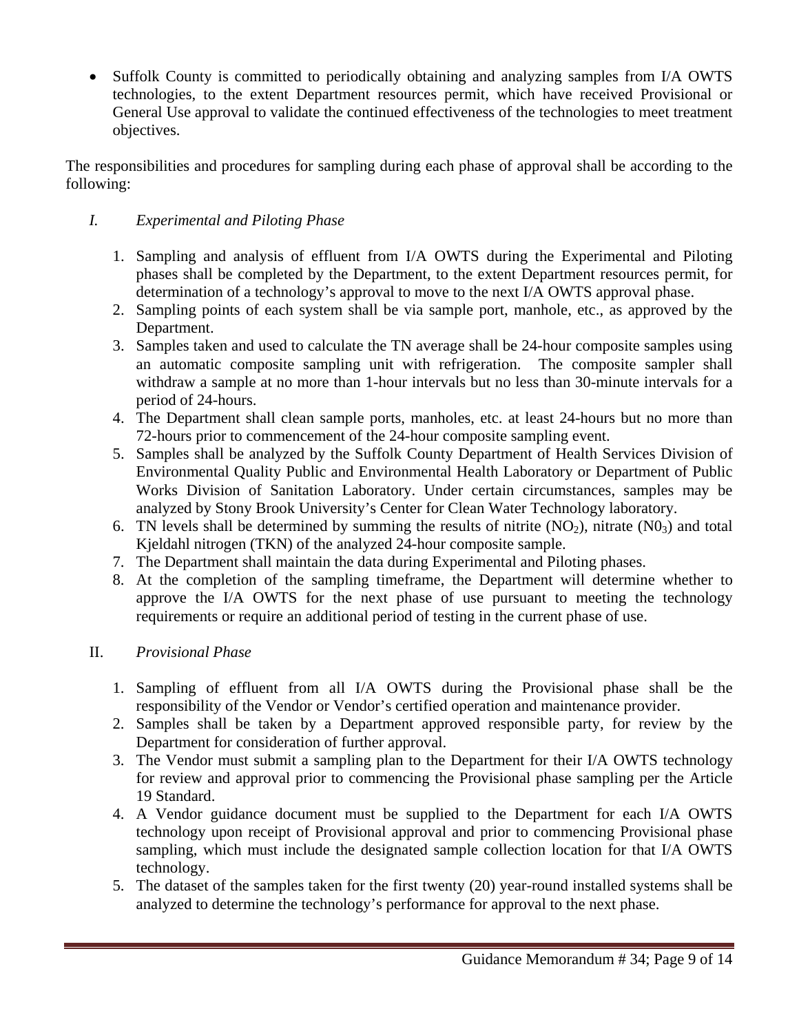- Suffolk County is committed to periodically obtaining and analyzing samples from I/A OWTS technologies, to the extent Department resources permit, which have received Provisional or General Use approval to validate the continued effectiveness of the technologies to meet treatment objectives.

The responsibilities and procedures for sampling during each phase of approval shall be according to the following:

*I. Experimental and Piloting Phase*

1. Sampling and analysis of effluent from I/A OWTS during the Experimental and Piloting phases shall be completed by the Department, to the extent Department resources permit, for determination of a technology's approval to move to the next I/A OWTS approval phase.
2. Sampling points of each system shall be via sample port, manhole, etc., as approved by the Department.
3. Samples taken and used to calculate the TN average shall be 24-hour composite samples using an automatic composite sampling unit with refrigeration. The composite sampler shall withdraw a sample at no more than 1-hour intervals but no less than 30-minute intervals for a period of 24-hours.
4. The Department shall clean sample ports, manholes, etc. at least 24-hours but no more than 72-hours prior to commencement of the 24-hour composite sampling event.
5. Samples shall be analyzed by the Suffolk County Department of Health Services Division of Environmental Quality Public and Environmental Health Laboratory or Department of Public Works Division of Sanitation Laboratory. Under certain circumstances, samples may be analyzed by Stony Brook University's Center for Clean Water Technology laboratory.
6. TN levels shall be determined by summing the results of nitrite ($NO_2$), nitrate ($N0_3$) and total Kjeldahl nitrogen (TKN) of the analyzed 24-hour composite sample.
7. The Department shall maintain the data during Experimental and Piloting phases.
8. At the completion of the sampling timeframe, the Department will determine whether to approve the I/A OWTS for the next phase of use pursuant to meeting the technology requirements or require an additional period of testing in the current phase of use.

II. *Provisional Phase*

1. Sampling of effluent from all I/A OWTS during the Provisional phase shall be the responsibility of the Vendor or Vendor's certified operation and maintenance provider.
2. Samples shall be taken by a Department approved responsible party, for review by the Department for consideration of further approval.
3. The Vendor must submit a sampling plan to the Department for their I/A OWTS technology for review and approval prior to commencing the Provisional phase sampling per the Article 19 Standard.
4. A Vendor guidance document must be supplied to the Department for each I/A OWTS technology upon receipt of Provisional approval and prior to commencing Provisional phase sampling, which must include the designated sample collection location for that I/A OWTS technology.
5. The dataset of the samples taken for the first twenty (20) year-round installed systems shall be analyzed to determine the technology's performance for approval to the next phase.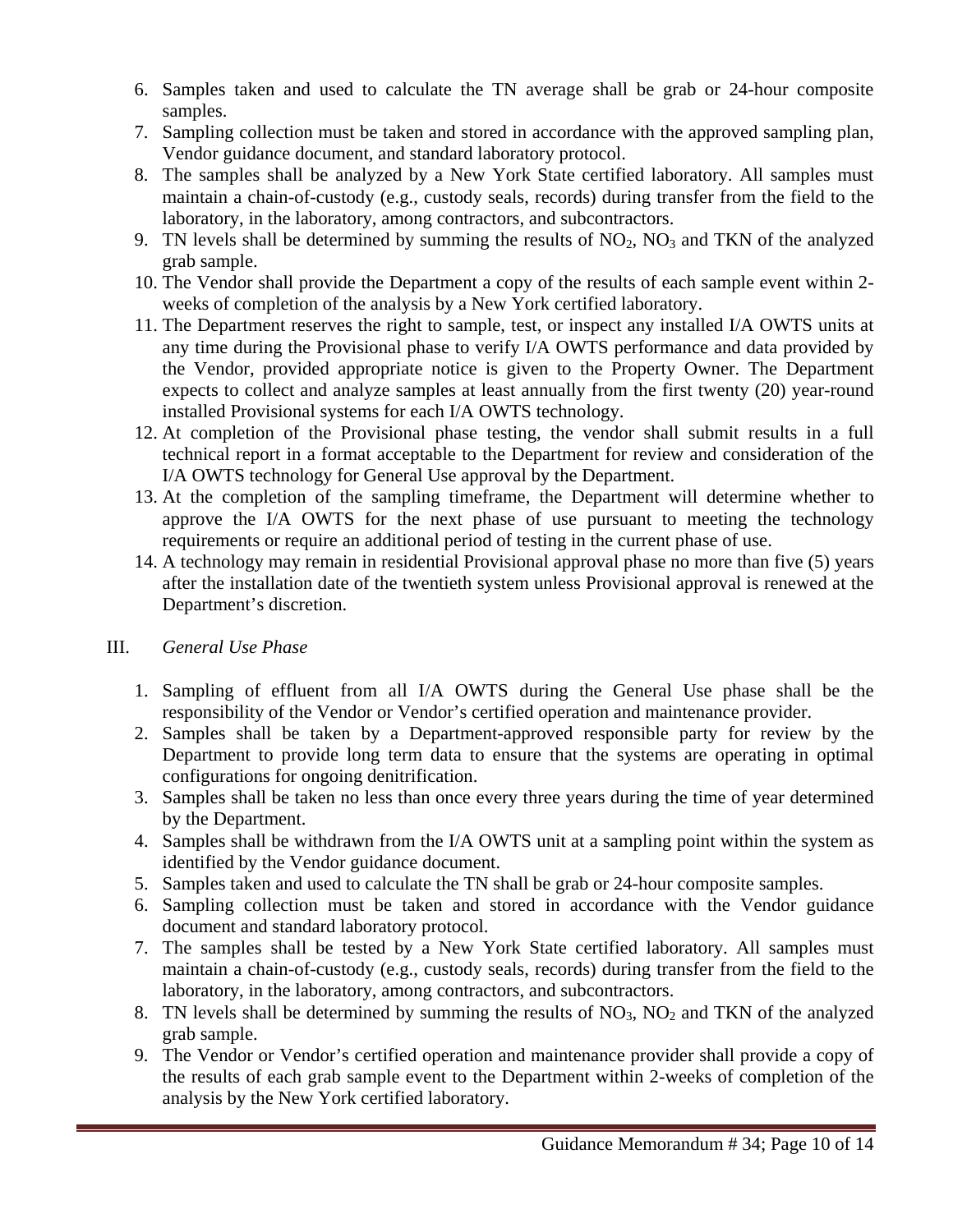6. Samples taken and used to calculate the TN average shall be grab or 24-hour composite samples.
7. Sampling collection must be taken and stored in accordance with the approved sampling plan, Vendor guidance document, and standard laboratory protocol.
8. The samples shall be analyzed by a New York State certified laboratory. All samples must maintain a chain-of-custody (e.g., custody seals, records) during transfer from the field to the laboratory, in the laboratory, among contractors, and subcontractors.
9. TN levels shall be determined by summing the results of $NO_2$, $NO_3$ and TKN of the analyzed grab sample.
10. The Vendor shall provide the Department a copy of the results of each sample event within 2-weeks of completion of the analysis by a New York certified laboratory.
11. The Department reserves the right to sample, test, or inspect any installed I/A OWTS units at any time during the Provisional phase to verify I/A OWTS performance and data provided by the Vendor, provided appropriate notice is given to the Property Owner. The Department expects to collect and analyze samples at least annually from the first twenty (20) year-round installed Provisional systems for each I/A OWTS technology.
12. At completion of the Provisional phase testing, the vendor shall submit results in a full technical report in a format acceptable to the Department for review and consideration of the I/A OWTS technology for General Use approval by the Department.
13. At the completion of the sampling timeframe, the Department will determine whether to approve the I/A OWTS for the next phase of use pursuant to meeting the technology requirements or require an additional period of testing in the current phase of use.
14. A technology may remain in residential Provisional approval phase no more than five (5) years after the installation date of the twentieth system unless Provisional approval is renewed at the Department's discretion.

III. *General Use Phase*

1. Sampling of effluent from all I/A OWTS during the General Use phase shall be the responsibility of the Vendor or Vendor's certified operation and maintenance provider.
2. Samples shall be taken by a Department-approved responsible party for review by the Department to provide long term data to ensure that the systems are operating in optimal configurations for ongoing denitrification.
3. Samples shall be taken no less than once every three years during the time of year determined by the Department.
4. Samples shall be withdrawn from the I/A OWTS unit at a sampling point within the system as identified by the Vendor guidance document.
5. Samples taken and used to calculate the TN shall be grab or 24-hour composite samples.
6. Sampling collection must be taken and stored in accordance with the Vendor guidance document and standard laboratory protocol.
7. The samples shall be tested by a New York State certified laboratory. All samples must maintain a chain-of-custody (e.g., custody seals, records) during transfer from the field to the laboratory, in the laboratory, among contractors, and subcontractors.
8. TN levels shall be determined by summing the results of $NO_3$, $NO_2$ and TKN of the analyzed grab sample.
9. The Vendor or Vendor's certified operation and maintenance provider shall provide a copy of the results of each grab sample event to the Department within 2-weeks of completion of the analysis by the New York certified laboratory.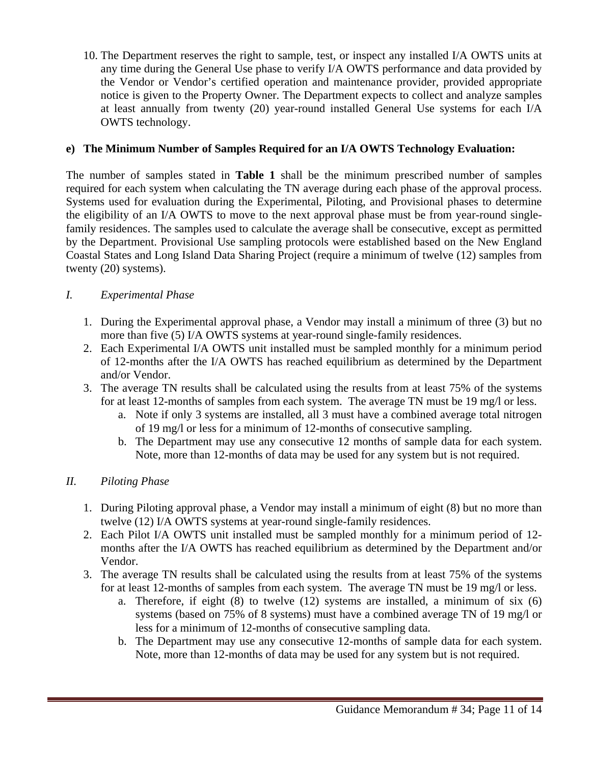10. The Department reserves the right to sample, test, or inspect any installed I/A OWTS units at any time during the General Use phase to verify I/A OWTS performance and data provided by the Vendor or Vendor's certified operation and maintenance provider, provided appropriate notice is given to the Property Owner. The Department expects to collect and analyze samples at least annually from twenty (20) year-round installed General Use systems for each I/A OWTS technology.

**e) The Minimum Number of Samples Required for an I/A OWTS Technology Evaluation:**

The number of samples stated in **Table 1** shall be the minimum prescribed number of samples required for each system when calculating the TN average during each phase of the approval process. Systems used for evaluation during the Experimental, Piloting, and Provisional phases to determine the eligibility of an I/A OWTS to move to the next approval phase must be from year-round single-family residences. The samples used to calculate the average shall be consecutive, except as permitted by the Department. Provisional Use sampling protocols were established based on the New England Coastal States and Long Island Data Sharing Project (require a minimum of twelve (12) samples from twenty (20) systems).

*I. Experimental Phase*

1. During the Experimental approval phase, a Vendor may install a minimum of three (3) but no more than five (5) I/A OWTS systems at year-round single-family residences.
2. Each Experimental I/A OWTS unit installed must be sampled monthly for a minimum period of 12-months after the I/A OWTS has reached equilibrium as determined by the Department and/or Vendor.
3. The average TN results shall be calculated using the results from at least 75% of the systems for at least 12-months of samples from each system. The average TN must be 19 mg/l or less.
   a. Note if only 3 systems are installed, all 3 must have a combined average total nitrogen of 19 mg/l or less for a minimum of 12-months of consecutive sampling.
   b. The Department may use any consecutive 12 months of sample data for each system. Note, more than 12-months of data may be used for any system but is not required.

*II. Piloting Phase*

1. During Piloting approval phase, a Vendor may install a minimum of eight (8) but no more than twelve (12) I/A OWTS systems at year-round single-family residences.
2. Each Pilot I/A OWTS unit installed must be sampled monthly for a minimum period of 12-months after the I/A OWTS has reached equilibrium as determined by the Department and/or Vendor.
3. The average TN results shall be calculated using the results from at least 75% of the systems for at least 12-months of samples from each system. The average TN must be 19 mg/l or less.
   a. Therefore, if eight (8) to twelve (12) systems are installed, a minimum of six (6) systems (based on 75% of 8 systems) must have a combined average TN of 19 mg/l or less for a minimum of 12-months of consecutive sampling data.
   b. The Department may use any consecutive 12-months of sample data for each system. Note, more than 12-months of data may be used for any system but is not required.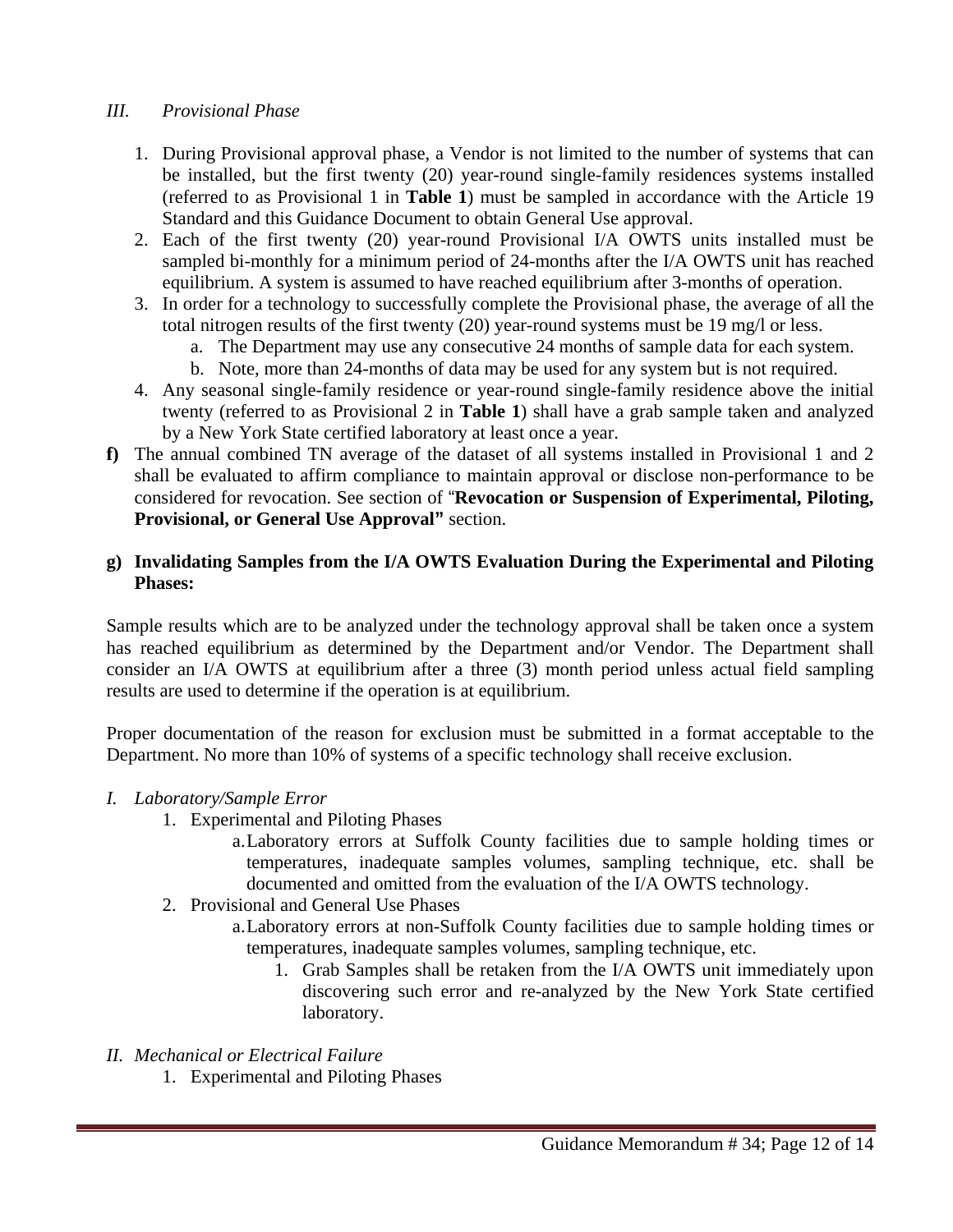*III. Provisional Phase*

1. During Provisional approval phase, a Vendor is not limited to the number of systems that can be installed, but the first twenty (20) year-round single-family residences systems installed (referred to as Provisional 1 in **Table 1**) must be sampled in accordance with the Article 19 Standard and this Guidance Document to obtain General Use approval.
2. Each of the first twenty (20) year-round Provisional I/A OWTS units installed must be sampled bi-monthly for a minimum period of 24-months after the I/A OWTS unit has reached equilibrium. A system is assumed to have reached equilibrium after 3-months of operation.
3. In order for a technology to successfully complete the Provisional phase, the average of all the total nitrogen results of the first twenty (20) year-round systems must be 19 mg/l or less.
   a. The Department may use any consecutive 24 months of sample data for each system.
   b. Note, more than 24-months of data may be used for any system but is not required.
4. Any seasonal single-family residence or year-round single-family residence above the initial twenty (referred to as Provisional 2 in **Table 1**) shall have a grab sample taken and analyzed by a New York State certified laboratory at least once a year.

**f)** The annual combined TN average of the dataset of all systems installed in Provisional 1 and 2 shall be evaluated to affirm compliance to maintain approval or disclose non-performance to be considered for revocation. See section of "**Revocation or Suspension of Experimental, Piloting, Provisional, or General Use Approval"** section.

**g) Invalidating Samples from the I/A OWTS Evaluation During the Experimental and Piloting Phases:**

Sample results which are to be analyzed under the technology approval shall be taken once a system has reached equilibrium as determined by the Department and/or Vendor. The Department shall consider an I/A OWTS at equilibrium after a three (3) month period unless actual field sampling results are used to determine if the operation is at equilibrium.

Proper documentation of the reason for exclusion must be submitted in a format acceptable to the Department. No more than 10% of systems of a specific technology shall receive exclusion.

*I. Laboratory/Sample Error*

1. Experimental and Piloting Phases
   a. Laboratory errors at Suffolk County facilities due to sample holding times or temperatures, inadequate samples volumes, sampling technique, etc. shall be documented and omitted from the evaluation of the I/A OWTS technology.
2. Provisional and General Use Phases
   a. Laboratory errors at non-Suffolk County facilities due to sample holding times or temperatures, inadequate samples volumes, sampling technique, etc.
      1. Grab Samples shall be retaken from the I/A OWTS unit immediately upon discovering such error and re-analyzed by the New York State certified laboratory.

*II. Mechanical or Electrical Failure*

1. Experimental and Piloting Phases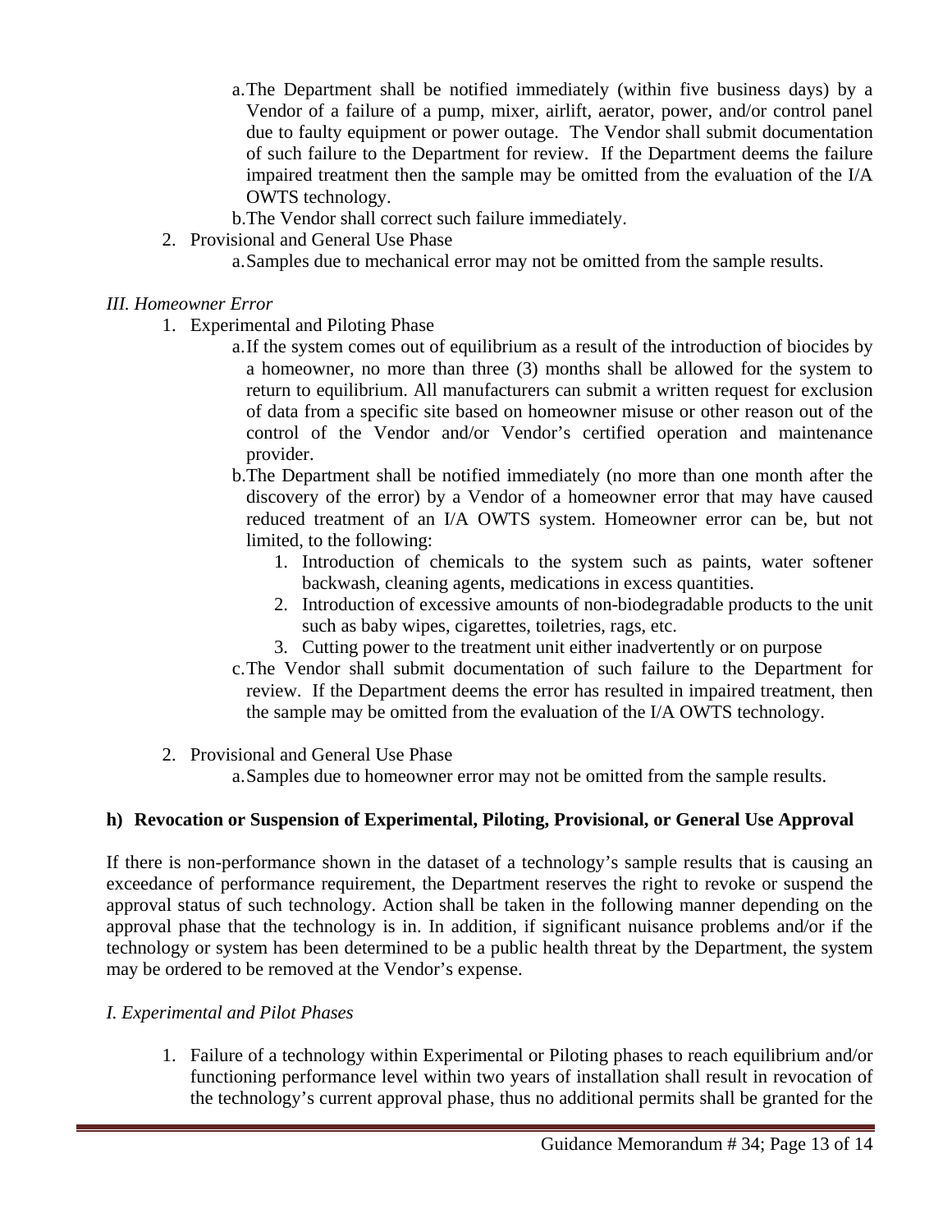a. The Department shall be notified immediately (within five business days) by a Vendor of a failure of a pump, mixer, airlift, aerator, power, and/or control panel due to faulty equipment or power outage. The Vendor shall submit documentation of such failure to the Department for review. If the Department deems the failure impaired treatment then the sample may be omitted from the evaluation of the I/A OWTS technology.
b. The Vendor shall correct such failure immediately.

2. Provisional and General Use Phase
   a. Samples due to mechanical error may not be omitted from the sample results.

*III. Homeowner Error*

1. Experimental and Piloting Phase
   a. If the system comes out of equilibrium as a result of the introduction of biocides by a homeowner, no more than three (3) months shall be allowed for the system to return to equilibrium. All manufacturers can submit a written request for exclusion of data from a specific site based on homeowner misuse or other reason out of the control of the Vendor and/or Vendor's certified operation and maintenance provider.
   b. The Department shall be notified immediately (no more than one month after the discovery of the error) by a Vendor of a homeowner error that may have caused reduced treatment of an I/A OWTS system. Homeowner error can be, but not limited, to the following:
      1. Introduction of chemicals to the system such as paints, water softener backwash, cleaning agents, medications in excess quantities.
      2. Introduction of excessive amounts of non-biodegradable products to the unit such as baby wipes, cigarettes, toiletries, rags, etc.
      3. Cutting power to the treatment unit either inadvertently or on purpose
   c. The Vendor shall submit documentation of such failure to the Department for review. If the Department deems the error has resulted in impaired treatment, then the sample may be omitted from the evaluation of the I/A OWTS technology.

2. Provisional and General Use Phase
   a. Samples due to homeowner error may not be omitted from the sample results.

## h) Revocation or Suspension of Experimental, Piloting, Provisional, or General Use Approval

If there is non-performance shown in the dataset of a technology's sample results that is causing an exceedance of performance requirement, the Department reserves the right to revoke or suspend the approval status of such technology. Action shall be taken in the following manner depending on the approval phase that the technology is in. In addition, if significant nuisance problems and/or if the technology or system has been determined to be a public health threat by the Department, the system may be ordered to be removed at the Vendor's expense.

*I. Experimental and Pilot Phases*

1. Failure of a technology within Experimental or Piloting phases to reach equilibrium and/or functioning performance level within two years of installation shall result in revocation of the technology's current approval phase, thus no additional permits shall be granted for the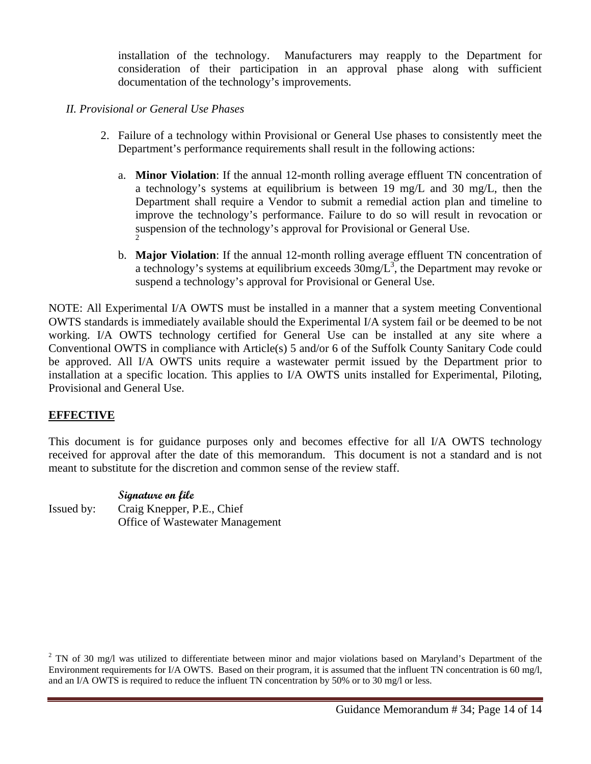installation of the technology. Manufacturers may reapply to the Department for consideration of their participation in an approval phase along with sufficient documentation of the technology's improvements.

*II. Provisional or General Use Phases*

2. Failure of a technology within Provisional or General Use phases to consistently meet the Department's performance requirements shall result in the following actions:

   a. **Minor Violation**: If the annual 12-month rolling average effluent TN concentration of a technology's systems at equilibrium is between 19 mg/L and 30 mg/L, then the Department shall require a Vendor to submit a remedial action plan and timeline to improve the technology's performance. Failure to do so will result in revocation or suspension of the technology's approval for Provisional or General Use.[2]

   b. **Major Violation**: If the annual 12-month rolling average effluent TN concentration of a technology's systems at equilibrium exceeds 30mg/L[3], the Department may revoke or suspend a technology's approval for Provisional or General Use.

NOTE: All Experimental I/A OWTS must be installed in a manner that a system meeting Conventional OWTS standards is immediately available should the Experimental I/A system fail or be deemed to be not working. I/A OWTS technology certified for General Use can be installed at any site where a Conventional OWTS in compliance with Article(s) 5 and/or 6 of the Suffolk County Sanitary Code could be approved. All I/A OWTS units require a wastewater permit issued by the Department prior to installation at a specific location. This applies to I/A OWTS units installed for Experimental, Piloting, Provisional and General Use.

## EFFECTIVE

This document is for guidance purposes only and becomes effective for all I/A OWTS technology received for approval after the date of this memorandum. This document is not a standard and is not meant to substitute for the discretion and common sense of the review staff.

*Signature on file*

Issued by: Craig Knepper, P.E., Chief
Office of Wastewater Management

[2] TN of 30 mg/l was utilized to differentiate between minor and major violations based on Maryland's Department of the Environment requirements for I/A OWTS. Based on their program, it is assumed that the influent TN concentration is 60 mg/l, and an I/A OWTS is required to reduce the influent TN concentration by 50% or to 30 mg/l or less.